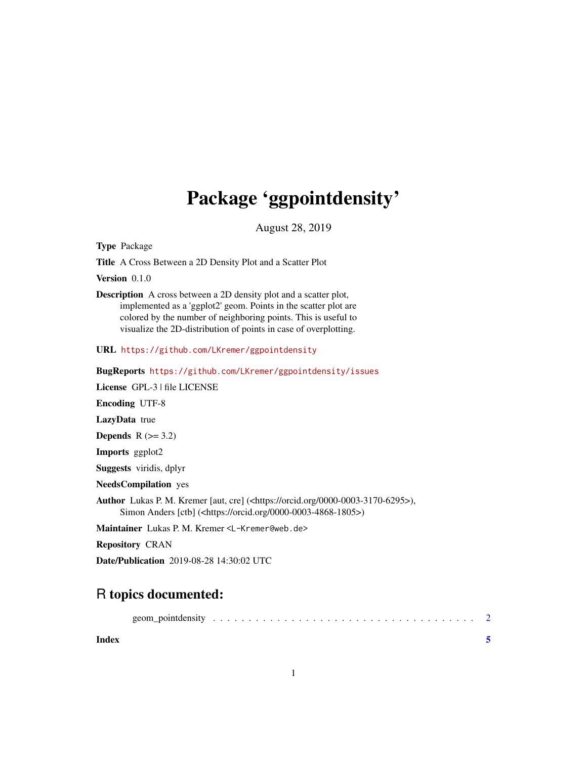# Package 'ggpointdensity'

August 28, 2019

**Type** Package

**Title** A Cross Between a 2D Density Plot and a Scatter Plot

**Version** 0.1.0

**Description** A cross between a 2D density plot and a scatter plot, implemented as a 'ggplot2' geom. Points in the scatter plot are colored by the number of neighboring points. This is useful to visualize the 2D-distribution of points in case of overplotting.

**URL** https://github.com/LKremer/ggpointdensity

**BugReports** https://github.com/LKremer/ggpointdensity/issues

**License** GPL-3 | file LICENSE

**Encoding** UTF-8

**LazyData** true

**Depends** R (>= 3.2)

**Imports** ggplot2

**Suggests** viridis, dplyr

**NeedsCompilation** yes

**Author** Lukas P. M. Kremer [aut, cre] (<https://orcid.org/0000-0003-3170-6295>), Simon Anders [ctb] (<https://orcid.org/0000-0003-4868-1805>)

**Maintainer** Lukas P. M. Kremer <L-Kremer@web.de>

**Repository** CRAN

**Date/Publication** 2019-08-28 14:30:02 UTC

## R topics documented:

geom_pointdensity . . . . . . . . . . . . . . . . . . . . . . . . . . . . . . . . . . . . 2

**Index** **5**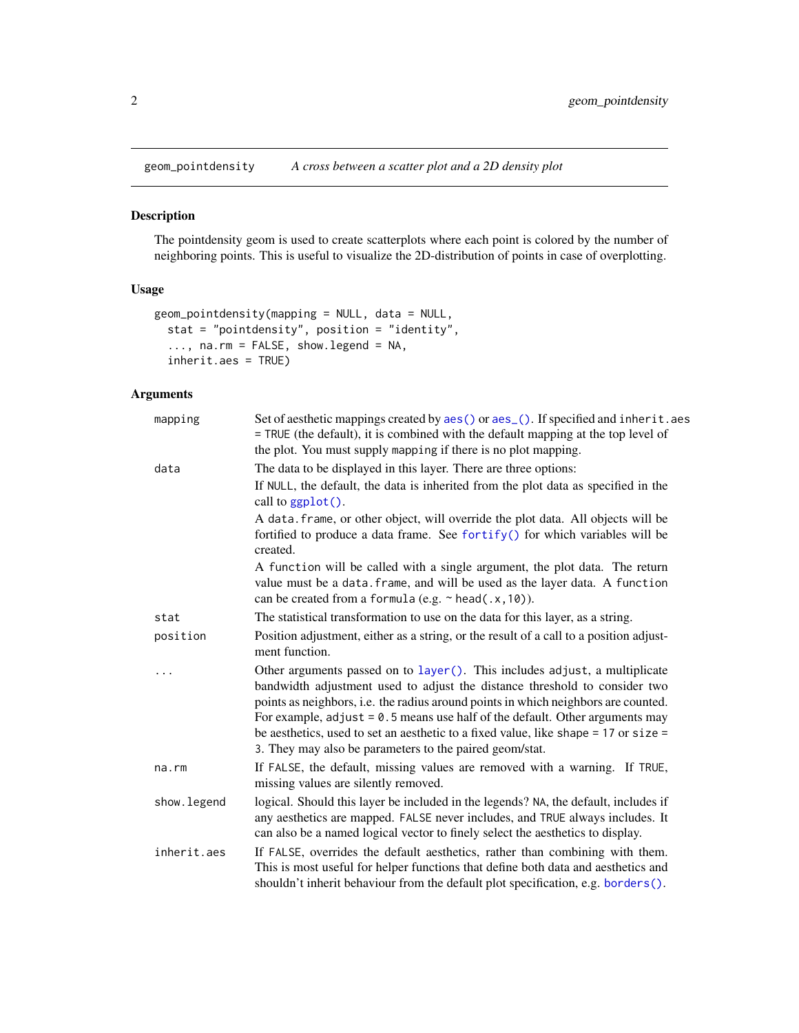## geom_pointdensity — *A cross between a scatter plot and a 2D density plot*

### Description

The pointdensity geom is used to create scatterplots where each point is colored by the number of neighboring points. This is useful to visualize the 2D-distribution of points in case of overplotting.

### Usage

```
geom_pointdensity(mapping = NULL, data = NULL,
  stat = "pointdensity", position = "identity",
  ..., na.rm = FALSE, show.legend = NA,
  inherit.aes = TRUE)
```

### Arguments

| Argument | Description |
|---|---|
| `mapping` | Set of aesthetic mappings created by `aes()` or `aes_()`. If specified and `inherit.aes = TRUE` (the default), it is combined with the default mapping at the top level of the plot. You must supply `mapping` if there is no plot mapping. |
| `data` | The data to be displayed in this layer. There are three options: If `NULL`, the default, the data is inherited from the plot data as specified in the call to `ggplot()`. A `data.frame`, or other object, will override the plot data. All objects will be fortified to produce a data frame. See `fortify()` for which variables will be created. A `function` will be called with a single argument, the plot data. The return value must be a `data.frame`, and will be used as the layer data. A `function` can be created from a `formula` (e.g. `~ head(.x,10)`). |
| `stat` | The statistical transformation to use on the data for this layer, as a string. |
| `position` | Position adjustment, either as a string, or the result of a call to a position adjustment function. |
| `...` | Other arguments passed on to `layer()`. This includes `adjust`, a multiplicate bandwidth adjustment used to adjust the distance threshold to consider two points as neighbors, i.e. the radius around points in which neighbors are counted. For example, `adjust = 0.5` means use half of the default. Other arguments may be aesthetics, used to set an aesthetic to a fixed value, like `shape = 17` or `size = 3`. They may also be parameters to the paired geom/stat. |
| `na.rm` | If `FALSE`, the default, missing values are removed with a warning. If `TRUE`, missing values are silently removed. |
| `show.legend` | logical. Should this layer be included in the legends? `NA`, the default, includes if any aesthetics are mapped. `FALSE` never includes, and `TRUE` always includes. It can also be a named logical vector to finely select the aesthetics to display. |
| `inherit.aes` | If `FALSE`, overrides the default aesthetics, rather than combining with them. This is most useful for helper functions that define both data and aesthetics and shouldn't inherit behaviour from the default plot specification, e.g. `borders()`. |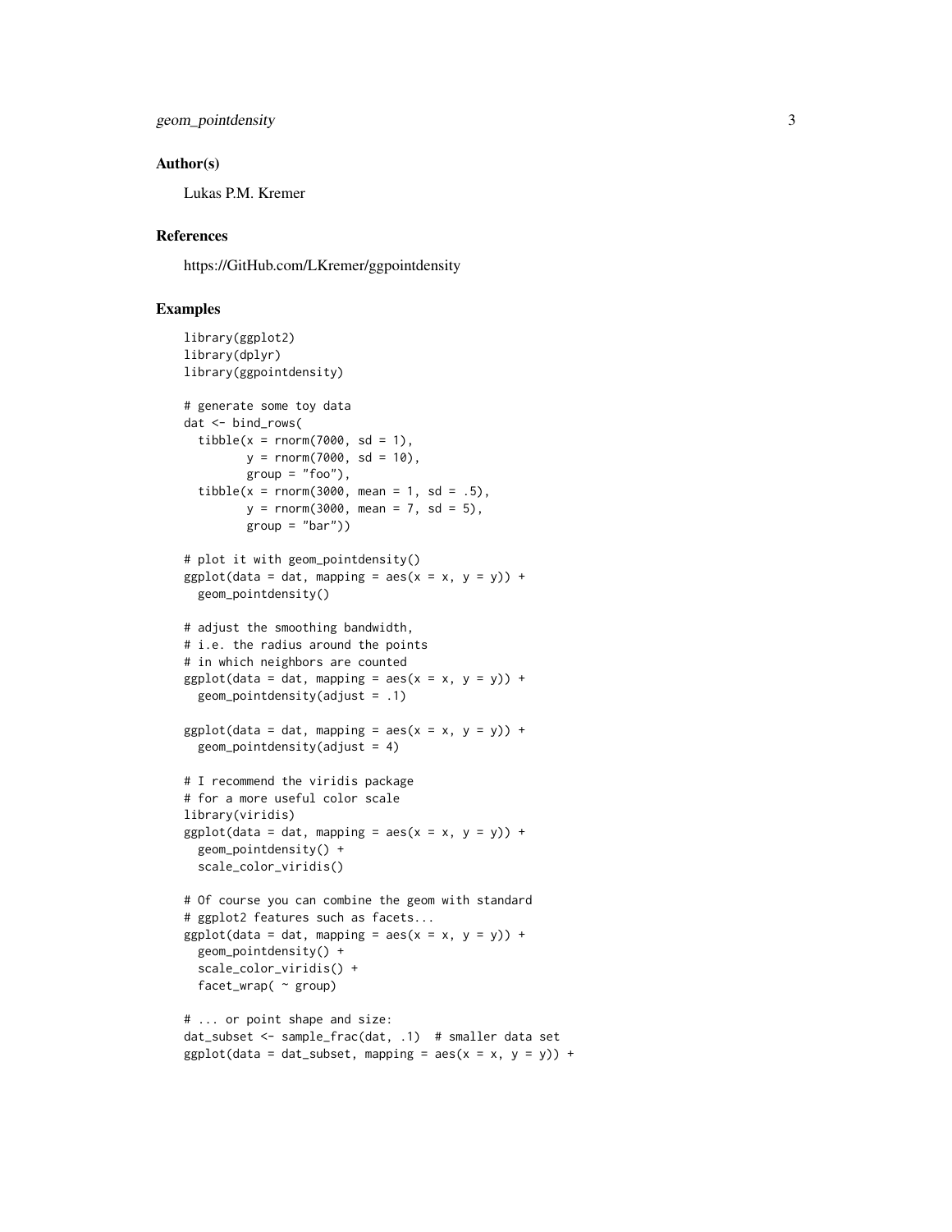## Author(s)

Lukas P.M. Kremer

## References

https://GitHub.com/LKremer/ggpointdensity

## Examples

```
library(ggplot2)
library(dplyr)
library(ggpointdensity)

# generate some toy data
dat <- bind_rows(
  tibble(x = rnorm(7000, sd = 1),
         y = rnorm(7000, sd = 10),
         group = "foo"),
  tibble(x = rnorm(3000, mean = 1, sd = .5),
         y = rnorm(3000, mean = 7, sd = 5),
         group = "bar"))

# plot it with geom_pointdensity()
ggplot(data = dat, mapping = aes(x = x, y = y)) +
  geom_pointdensity()

# adjust the smoothing bandwidth,
# i.e. the radius around the points
# in which neighbors are counted
ggplot(data = dat, mapping = aes(x = x, y = y)) +
  geom_pointdensity(adjust = .1)

ggplot(data = dat, mapping = aes(x = x, y = y)) +
  geom_pointdensity(adjust = 4)

# I recommend the viridis package
# for a more useful color scale
library(viridis)
ggplot(data = dat, mapping = aes(x = x, y = y)) +
  geom_pointdensity() +
  scale_color_viridis()

# Of course you can combine the geom with standard
# ggplot2 features such as facets...
ggplot(data = dat, mapping = aes(x = x, y = y)) +
  geom_pointdensity() +
  scale_color_viridis() +
  facet_wrap( ~ group)

# ... or point shape and size:
dat_subset <- sample_frac(dat, .1)  # smaller data set
ggplot(data = dat_subset, mapping = aes(x = x, y = y)) +
```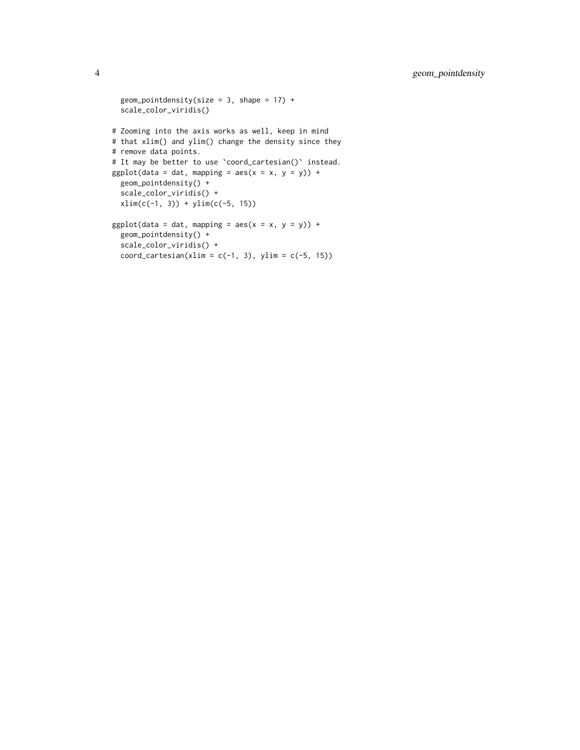```
  geom_pointdensity(size = 3, shape = 17) +
  scale_color_viridis()

# Zooming into the axis works as well, keep in mind
# that xlim() and ylim() change the density since they
# remove data points.
# It may be better to use `coord_cartesian()` instead.
ggplot(data = dat, mapping = aes(x = x, y = y)) +
  geom_pointdensity() +
  scale_color_viridis() +
  xlim(c(-1, 3)) + ylim(c(-5, 15))

ggplot(data = dat, mapping = aes(x = x, y = y)) +
  geom_pointdensity() +
  scale_color_viridis() +
  coord_cartesian(xlim = c(-1, 3), ylim = c(-5, 15))
```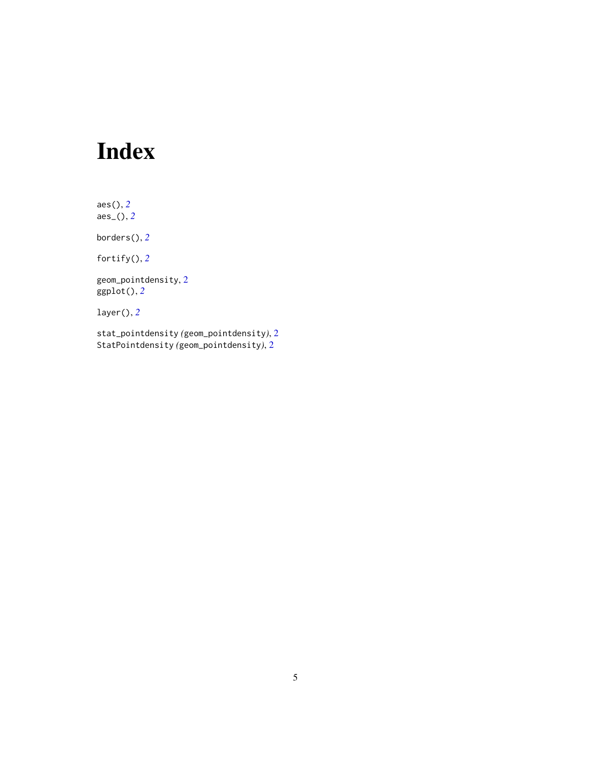# Index

aes(), *2*
aes_(), *2*

borders(), *2*

fortify(), *2*

geom_pointdensity, 2
ggplot(), *2*

layer(), *2*

stat_pointdensity *(*geom_pointdensity*)*, 2
StatPointdensity *(*geom_pointdensity*)*, 2